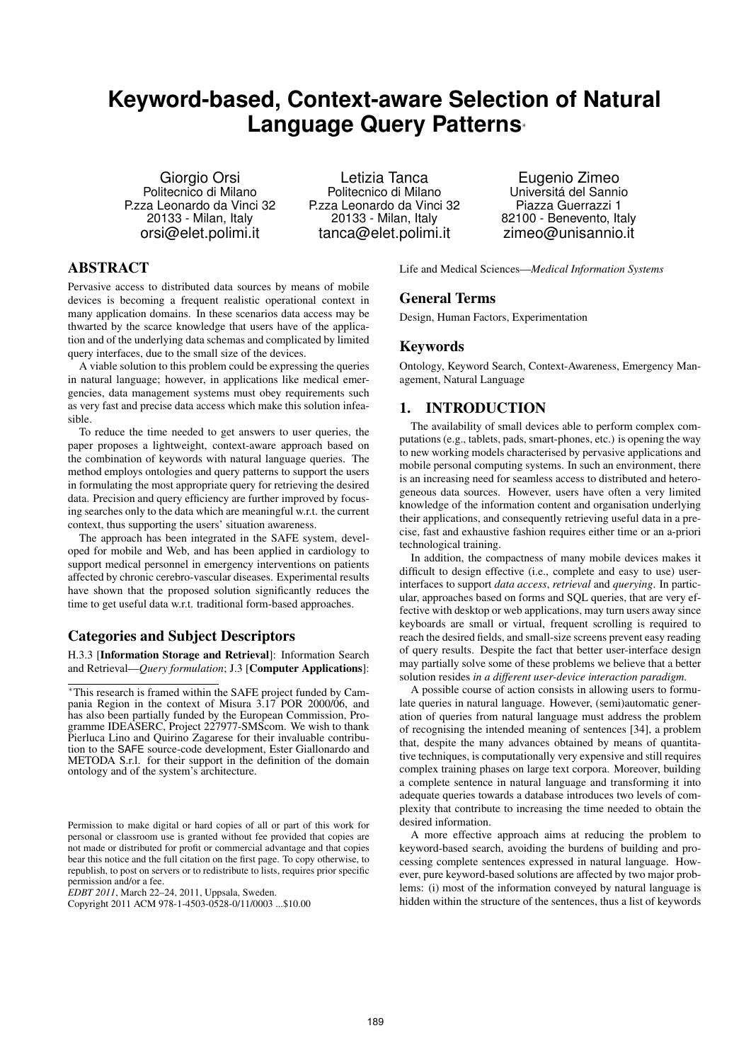# Keyword-based, Context-aware Selection of Natural Language Query Patterns*

Giorgio Orsi
Politecnico di Milano
P.zza Leonardo da Vinci 32
20133 - Milan, Italy
orsi@elet.polimi.it

Letizia Tanca
Politecnico di Milano
P.zza Leonardo da Vinci 32
20133 - Milan, Italy
tanca@elet.polimi.it

Eugenio Zimeo
Universitá del Sannio
Piazza Guerrazzi 1
82100 - Benevento, Italy
zimeo@unisannio.it

## ABSTRACT

Pervasive access to distributed data sources by means of mobile devices is becoming a frequent realistic operational context in many application domains. In these scenarios data access may be thwarted by the scarce knowledge that users have of the application and of the underlying data schemas and complicated by limited query interfaces, due to the small size of the devices.

A viable solution to this problem could be expressing the queries in natural language; however, in applications like medical emergencies, data management systems must obey requirements such as very fast and precise data access which make this solution infeasible.

To reduce the time needed to get answers to user queries, the paper proposes a lightweight, context-aware approach based on the combination of keywords with natural language queries. The method employs ontologies and query patterns to support the users in formulating the most appropriate query for retrieving the desired data. Precision and query efficiency are further improved by focusing searches only to the data which are meaningful w.r.t. the current context, thus supporting the users' situation awareness.

The approach has been integrated in the SAFE system, developed for mobile and Web, and has been applied in cardiology to support medical personnel in emergency interventions on patients affected by chronic cerebro-vascular diseases. Experimental results have shown that the proposed solution significantly reduces the time to get useful data w.r.t. traditional form-based approaches.

### Categories and Subject Descriptors

H.3.3 [**Information Storage and Retrieval**]: Information Search and Retrieval—*Query formulation*; J.3 [**Computer Applications**]: Life and Medical Sciences—*Medical Information Systems*

### General Terms

Design, Human Factors, Experimentation

### Keywords

Ontology, Keyword Search, Context-Awareness, Emergency Management, Natural Language

## 1. INTRODUCTION

The availability of small devices able to perform complex computations (e.g., tablets, pads, smart-phones, etc.) is opening the way to new working models characterised by pervasive applications and mobile personal computing systems. In such an environment, there is an increasing need for seamless access to distributed and heterogeneous data sources. However, users have often a very limited knowledge of the information content and organisation underlying their applications, and consequently retrieving useful data in a precise, fast and exhaustive fashion requires either time or an a-priori technological training.

In addition, the compactness of many mobile devices makes it difficult to design effective (i.e., complete and easy to use) user-interfaces to support *data access*, *retrieval* and *querying*. In particular, approaches based on forms and SQL queries, that are very effective with desktop or web applications, may turn users away since keyboards are small or virtual, frequent scrolling is required to reach the desired fields, and small-size screens prevent easy reading of query results. Despite the fact that better user-interface design may partially solve some of these problems we believe that a better solution resides *in a different user-device interaction paradigm.*

A possible course of action consists in allowing users to formulate queries in natural language. However, (semi)automatic generation of queries from natural language must address the problem of recognising the intended meaning of sentences [34], a problem that, despite the many advances obtained by means of quantitative techniques, is computationally very expensive and still requires complex training phases on large text corpora. Moreover, building a complete sentence in natural language and transforming it into adequate queries towards a database introduces two levels of complexity that contribute to increasing the time needed to obtain the desired information.

A more effective approach aims at reducing the problem to keyword-based search, avoiding the burdens of building and processing complete sentences expressed in natural language. However, pure keyword-based solutions are affected by two major problems: (i) most of the information conveyed by natural language is hidden within the structure of the sentences, thus a list of keywords

*This research is framed within the SAFE project funded by Campania Region in the context of Misura 3.17 POR 2000/06, and has also been partially funded by the European Commission, Programme IDEASERC, Project 227977-SMScom. We wish to thank Pierluca Lino and Quirino Zagarese for their invaluable contribution to the SAFE source-code development, Ester Giallonardo and METODA S.r.l. for their support in the definition of the domain ontology and of the system's architecture.

Permission to make digital or hard copies of all or part of this work for personal or classroom use is granted without fee provided that copies are not made or distributed for profit or commercial advantage and that copies bear this notice and the full citation on the first page. To copy otherwise, to republish, to post on servers or to redistribute to lists, requires prior specific permission and/or a fee.
*EDBT 2011*, March 22–24, 2011, Uppsala, Sweden.
Copyright 2011 ACM 978-1-4503-0528-0/11/0003 ...$10.00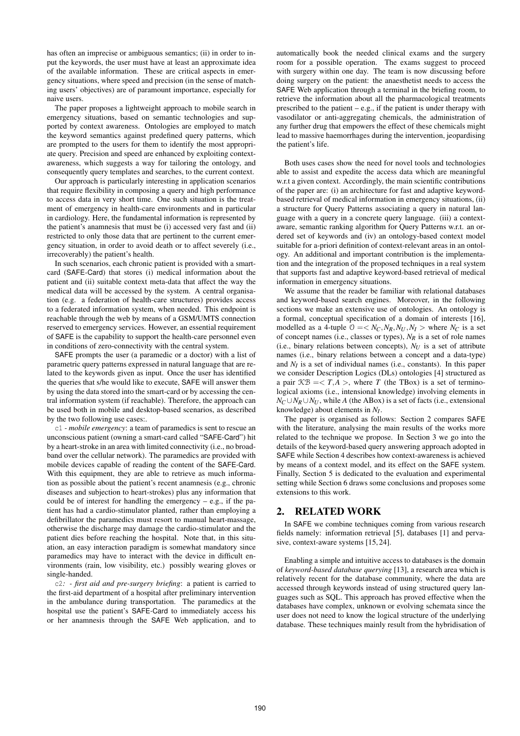has often an imprecise or ambiguous semantics; (ii) in order to input the keywords, the user must have at least an approximate idea of the available information. These are critical aspects in emergency situations, where speed and precision (in the sense of matching users' objectives) are of paramount importance, especially for naive users.

The paper proposes a lightweight approach to mobile search in emergency situations, based on semantic technologies and supported by context awareness. Ontologies are employed to match the keyword semantics against predefined query patterns, which are prompted to the users for them to identify the most appropriate query. Precision and speed are enhanced by exploiting context-awareness, which suggests a way for tailoring the ontology, and consequently query templates and searches, to the current context.

Our approach is particularly interesting in application scenarios that require flexibility in composing a query and high performance to access data in very short time. One such situation is the treatment of emergency in health-care environments and in particular in cardiology. Here, the fundamental information is represented by the patient's anamnesis that must be (i) accessed very fast and (ii) restricted to only those data that are pertinent to the current emergency situation, in order to avoid death or to affect severely (i.e., irrecoverably) the patient's health.

In such scenarios, each chronic patient is provided with a smart-card (SAFE-Card) that stores (i) medical information about the patient and (ii) suitable context meta-data that affect the way the medical data will be accessed by the system. A central organisation (e.g. a federation of health-care structures) provides access to a federated information system, when needed. This endpoint is reachable through the web by means of a GSM/UMTS connection reserved to emergency services. However, an essential requirement of SAFE is the capability to support the health-care personnel even in conditions of zero-connectivity with the central system.

SAFE prompts the user (a paramedic or a doctor) with a list of parametric query patterns expressed in natural language that are related to the keywords given as input. Once the user has identified the queries that s/he would like to execute, SAFE will answer them by using the data stored into the smart-card or by accessing the central information system (if reachable). Therefore, the approach can be used both in mobile and desktop-based scenarios, as described by the two following use cases:.

c1 - *mobile emergency*: a team of paramedics is sent to rescue an unconscious patient (owning a smart-card called "SAFE-Card") hit by a heart-stroke in an area with limited connectivity (i.e., no broadband over the cellular network). The paramedics are provided with mobile devices capable of reading the content of the SAFE-Card. With this equipment, they are able to retrieve as much information as possible about the patient's recent anamnesis (e.g., chronic diseases and subjection to heart-strokes) plus any information that could be of interest for handling the emergency – e.g., if the patient has had a cardio-stimulator planted, rather than employing a defibrillator the paramedics must resort to manual heart-massage, otherwise the discharge may damage the cardio-stimulator and the patient dies before reaching the hospital. Note that, in this situation, an easy interaction paradigm is somewhat mandatory since paramedics may have to interact with the device in difficult environments (rain, low visibility, etc.) possibly wearing gloves or single-handed.

c2: - *first aid and pre-surgery briefing*: a patient is carried to the first-aid department of a hospital after preliminary intervention in the ambulance during transportation. The paramedics at the hospital use the patient's SAFE-Card to immediately access his or her anamnesis through the SAFE Web application, and to automatically book the needed clinical exams and the surgery room for a possible operation. The exams suggest to proceed with surgery within one day. The team is now discussing before doing surgery on the patient: the anaesthetist needs to access the SAFE Web application through a terminal in the briefing room, to retrieve the information about all the pharmacological treatments prescribed to the patient – e.g., if the patient is under therapy with vasodilator or anti-aggregating chemicals, the administration of any further drug that empowers the effect of these chemicals might lead to massive haemorrhages during the intervention, jeopardising the patient's life.

Both uses cases show the need for novel tools and technologies able to assist and expedite the access data which are meaningful w.r.t a given context. Accordingly, the main scientific contributions of the paper are: (i) an architecture for fast and adaptive keyword-based retrieval of medical information in emergency situations, (ii) a structure for Query Patterns associating a query in natural language with a query in a concrete query language. (iii) a context-aware, semantic ranking algorithm for Query Patterns w.r.t. an ordered set of keywords and (iv) an ontology-based context model suitable for a-priori definition of context-relevant areas in an ontology. An additional and important contribution is the implementation and the integration of the proposed techniques in a real system that supports fast and adaptive keyword-based retrieval of medical information in emergency situations.

We assume that the reader be familiar with relational databases and keyword-based search engines. Moreover, in the following sections we make an extensive use of ontologies. An ontology is a formal, conceptual specification of a domain of interests [16], modelled as a 4-tuple $\mathcal{O} = < N_C, N_R, N_U, N_I >$ where $N_C$ is a set of concept names (i.e., classes or types), $N_R$ is a set of role names (i.e., binary relations between concepts), $N_U$ is a set of attribute names (i.e., binary relations between a concept and a data-type) and $N_I$ is a set of individual names (i.e., constants). In this paper we consider Description Logics (DLs) ontologies [4] structured as a pair $\mathcal{KB} = < T, A >$, where $T$ (the TBox) is a set of terminological axioms (i.e., intensional knowledge) involving elements in $N_C \cup N_R \cup N_U$, while $A$ (the ABox) is a set of facts (i.e., extensional knowledge) about elements in $N_I$.

The paper is organised as follows: Section 2 compares SAFE with the literature, analysing the main results of the works more related to the technique we propose. In Section 3 we go into the details of the keyword-based query answering approach adopted in SAFE while Section 4 describes how context-awareness is achieved by means of a context model, and its effect on the SAFE system. Finally, Section 5 is dedicated to the evaluation and experimental setting while Section 6 draws some conclusions and proposes some extensions to this work.

## 2. RELATED WORK

In SAFE we combine techniques coming from various research fields namely: information retrieval [5], databases [1] and pervasive, context-aware systems [15, 24].

Enabling a simple and intuitive access to databases is the domain of *keyword-based database querying* [13], a research area which is relatively recent for the database community, where the data are accessed through keywords instead of using structured query languages such as SQL. This approach has proved effective when the databases have complex, unknown or evolving schemata since the user does not need to know the logical structure of the underlying database. These techniques mainly result from the hybridisation of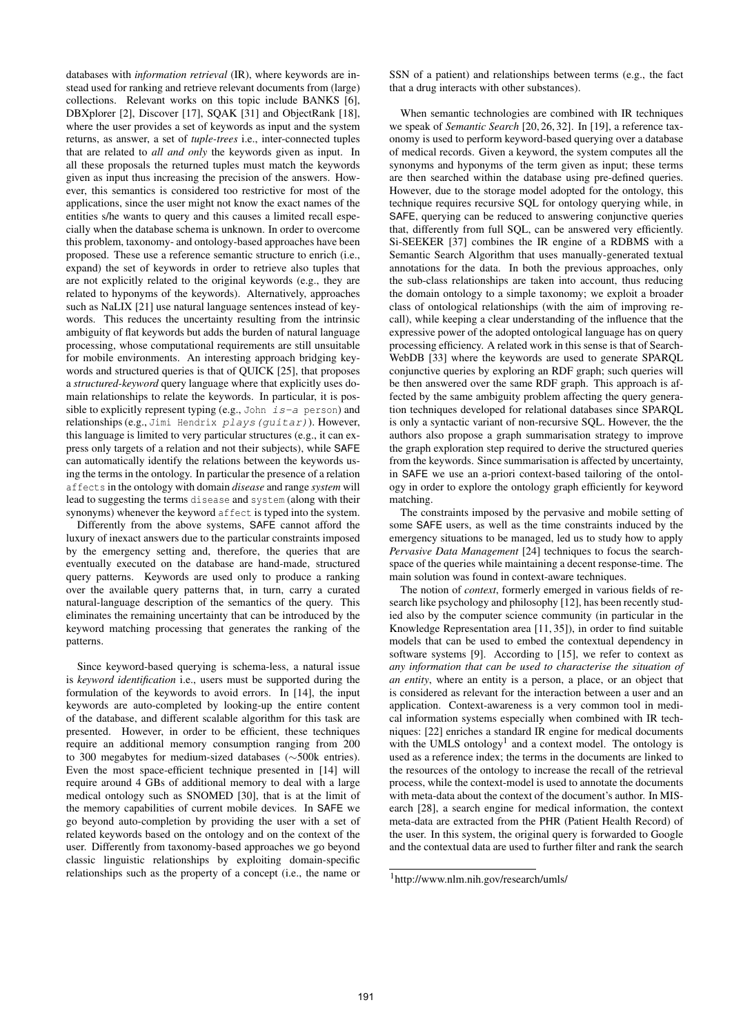databases with *information retrieval* (IR), where keywords are instead used for ranking and retrieve relevant documents from (large) collections. Relevant works on this topic include BANKS [6], DBXplorer [2], Discover [17], SQAK [31] and ObjectRank [18], where the user provides a set of keywords as input and the system returns, as answer, a set of *tuple-trees* i.e., inter-connected tuples that are related to *all and only* the keywords given as input. In all these proposals the returned tuples must match the keywords given as input thus increasing the precision of the answers. However, this semantics is considered too restrictive for most of the applications, since the user might not know the exact names of the entities s/he wants to query and this causes a limited recall especially when the database schema is unknown. In order to overcome this problem, taxonomy- and ontology-based approaches have been proposed. These use a reference semantic structure to enrich (i.e., expand) the set of keywords in order to retrieve also tuples that are not explicitly related to the original keywords (e.g., they are related to hyponyms of the keywords). Alternatively, approaches such as NaLIX [21] use natural language sentences instead of keywords. This reduces the uncertainty resulting from the intrinsic ambiguity of flat keywords but adds the burden of natural language processing, whose computational requirements are still unsuitable for mobile environments. An interesting approach bridging keywords and structured queries is that of QUICK [25], that proposes a *structured-keyword* query language where that explicitly uses domain relationships to relate the keywords. In particular, it is possible to explicitly represent typing (e.g., `John is-a person`) and relationships (e.g., `Jimi Hendrix plays(guitar)`). However, this language is limited to very particular structures (e.g., it can express only targets of a relation and not their subjects), while SAFE can automatically identify the relations between the keywords using the terms in the ontology. In particular the presence of a relation `affects` in the ontology with domain *disease* and range *system* will lead to suggesting the terms `disease` and `system` (along with their synonyms) whenever the keyword `affect` is typed into the system.

Differently from the above systems, SAFE cannot afford the luxury of inexact answers due to the particular constraints imposed by the emergency setting and, therefore, the queries that are eventually executed on the database are hand-made, structured query patterns. Keywords are used only to produce a ranking over the available query patterns that, in turn, carry a curated natural-language description of the semantics of the query. This eliminates the remaining uncertainty that can be introduced by the keyword matching processing that generates the ranking of the patterns.

Since keyword-based querying is schema-less, a natural issue is *keyword identification* i.e., users must be supported during the formulation of the keywords to avoid errors. In [14], the input keywords are auto-completed by looking-up the entire content of the database, and different scalable algorithm for this task are presented. However, in order to be efficient, these techniques require an additional memory consumption ranging from 200 to 300 megabytes for medium-sized databases (∼500k entries). Even the most space-efficient technique presented in [14] will require around 4 GBs of additional memory to deal with a large medical ontology such as SNOMED [30], that is at the limit of the memory capabilities of current mobile devices. In SAFE we go beyond auto-completion by providing the user with a set of related keywords based on the ontology and on the context of the user. Differently from taxonomy-based approaches we go beyond classic linguistic relationships by exploiting domain-specific relationships such as the property of a concept (i.e., the name or SSN of a patient) and relationships between terms (e.g., the fact that a drug interacts with other substances).

When semantic technologies are combined with IR techniques we speak of *Semantic Search* [20, 26, 32]. In [19], a reference taxonomy is used to perform keyword-based querying over a database of medical records. Given a keyword, the system computes all the synonyms and hyponyms of the term given as input; these terms are then searched within the database using pre-defined queries. However, due to the storage model adopted for the ontology, this technique requires recursive SQL for ontology querying while, in SAFE, querying can be reduced to answering conjunctive queries that, differently from full SQL, can be answered very efficiently. Si-SEEKER [37] combines the IR engine of a RDBMS with a Semantic Search Algorithm that uses manually-generated textual annotations for the data. In both the previous approaches, only the sub-class relationships are taken into account, thus reducing the domain ontology to a simple taxonomy; we exploit a broader class of ontological relationships (with the aim of improving recall), while keeping a clear understanding of the influence that the expressive power of the adopted ontological language has on query processing efficiency. A related work in this sense is that of Search-WebDB [33] where the keywords are used to generate SPARQL conjunctive queries by exploring an RDF graph; such queries will be then answered over the same RDF graph. This approach is affected by the same ambiguity problem affecting the query generation techniques developed for relational databases since SPARQL is only a syntactic variant of non-recursive SQL. However, the the authors also propose a graph summarisation strategy to improve the graph exploration step required to derive the structured queries from the keywords. Since summarisation is affected by uncertainty, in SAFE we use an a-priori context-based tailoring of the ontology in order to explore the ontology graph efficiently for keyword matching.

The constraints imposed by the pervasive and mobile setting of some SAFE users, as well as the time constraints induced by the emergency situations to be managed, led us to study how to apply *Pervasive Data Management* [24] techniques to focus the search-space of the queries while maintaining a decent response-time. The main solution was found in context-aware techniques.

The notion of *context*, formerly emerged in various fields of research like psychology and philosophy [12], has been recently studied also by the computer science community (in particular in the Knowledge Representation area [11, 35]), in order to find suitable models that can be used to embed the contextual dependency in software systems [9]. According to [15], we refer to context as *any information that can be used to characterise the situation of an entity*, where an entity is a person, a place, or an object that is considered as relevant for the interaction between a user and an application. Context-awareness is a very common tool in medical information systems especially when combined with IR techniques: [22] enriches a standard IR engine for medical documents with the UMLS ontology[1] and a context model. The ontology is used as a reference index; the terms in the documents are linked to the resources of the ontology to increase the recall of the retrieval process, while the context-model is used to annotate the documents with meta-data about the context of the document's author. In MISearch [28], a search engine for medical information, the context meta-data are extracted from the PHR (Patient Health Record) of the user. In this system, the original query is forwarded to Google and the contextual data are used to further filter and rank the search

[1] http://www.nlm.nih.gov/research/umls/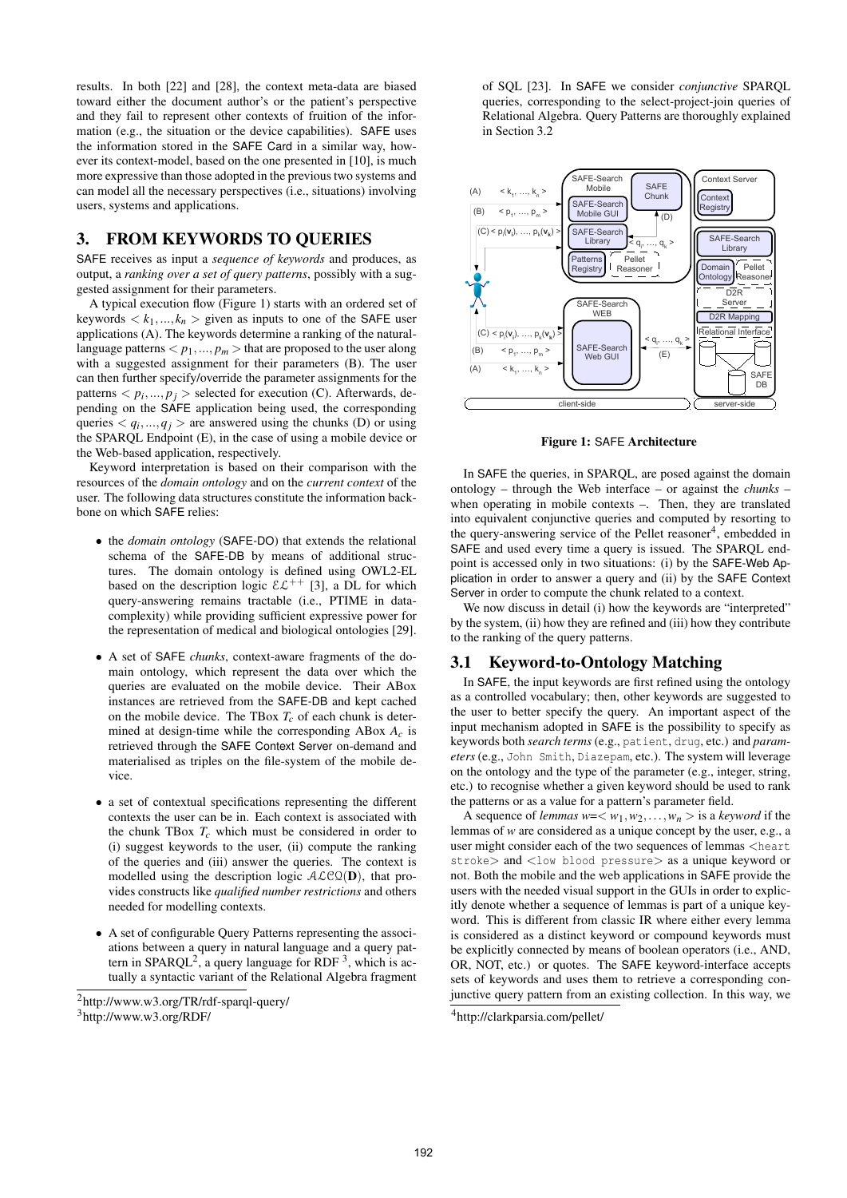results. In both [22] and [28], the context meta-data are biased toward either the document author's or the patient's perspective and they fail to represent other contexts of fruition of the information (e.g., the situation or the device capabilities). SAFE uses the information stored in the SAFE Card in a similar way, however its context-model, based on the one presented in [10], is much more expressive than those adopted in the previous two systems and can model all the necessary perspectives (i.e., situations) involving users, systems and applications.

## 3. FROM KEYWORDS TO QUERIES

SAFE receives as input a *sequence of keywords* and produces, as output, a *ranking over a set of query patterns*, possibly with a suggested assignment for their parameters.

A typical execution flow (Figure 1) starts with an ordered set of keywords $< k_1, ..., k_n >$ given as inputs to one of the SAFE user applications (A). The keywords determine a ranking of the natural-language patterns $< p_1, ..., p_m >$ that are proposed to the user along with a suggested assignment for their parameters (B). The user can then further specify/override the parameter assignments for the patterns $< p_i, ..., p_j >$ selected for execution (C). Afterwards, depending on the SAFE application being used, the corresponding queries $< q_i, ..., q_j >$ are answered using the chunks (D) or using the SPARQL Endpoint (E), in the case of using a mobile device or the Web-based application, respectively.

Keyword interpretation is based on their comparison with the resources of the *domain ontology* and on the *current context* of the user. The following data structures constitute the information backbone on which SAFE relies:

- the *domain ontology* (SAFE-DO) that extends the relational schema of the SAFE-DB by means of additional structures. The domain ontology is defined using OWL2-EL based on the description logic $\mathcal{EL}^{++}$ [3], a DL for which query-answering remains tractable (i.e., PTIME in data-complexity) while providing sufficient expressive power for the representation of medical and biological ontologies [29].
- A set of SAFE *chunks*, context-aware fragments of the domain ontology, which represent the data over which the queries are evaluated on the mobile device. Their ABox instances are retrieved from the SAFE-DB and kept cached on the mobile device. The TBox $T_c$ of each chunk is determined at design-time while the corresponding ABox $A_c$ is retrieved through the SAFE Context Server on-demand and materialised as triples on the file-system of the mobile device.
- a set of contextual specifications representing the different contexts the user can be in. Each context is associated with the chunk TBox $T_c$ which must be considered in order to (i) suggest keywords to the user, (ii) compute the ranking of the queries and (iii) answer the queries. The context is modelled using the description logic $\mathcal{ALCQI}(\mathbf{D})$, that provides constructs like *qualified number restrictions* and others needed for modelling contexts.
- A set of configurable Query Patterns representing the associations between a query in natural language and a query pattern in SPARQL[2], a query language for RDF [3], which is actually a syntactic variant of the Relational Algebra fragment of SQL [23]. In SAFE we consider *conjunctive* SPARQL queries, corresponding to the select-project-join queries of Relational Algebra. Query Patterns are thoroughly explained in Section 3.2

[2] http://www.w3.org/TR/rdf-sparql-query/

[3] http://www.w3.org/RDF/

**Figure 1:** SAFE **Architecture**

In SAFE the queries, in SPARQL, are posed against the domain ontology – through the Web interface – or against the *chunks* – when operating in mobile contexts –. Then, they are translated into equivalent conjunctive queries and computed by resorting to the query-answering service of the Pellet reasoner[4], embedded in SAFE and used every time a query is issued. The SPARQL endpoint is accessed only in two situations: (i) by the SAFE-Web Application in order to answer a query and (ii) by the SAFE Context Server in order to compute the chunk related to a context.

We now discuss in detail (i) how the keywords are "interpreted" by the system, (ii) how they are refined and (iii) how they contribute to the ranking of the query patterns.

### 3.1 Keyword-to-Ontology Matching

In SAFE, the input keywords are first refined using the ontology as a controlled vocabulary; then, other keywords are suggested to the user to better specify the query. An important aspect of the input mechanism adopted in SAFE is the possibility to specify as keywords both *search terms* (e.g., `patient`, `drug`, etc.) and *parameters* (e.g., `John Smith`, `Diazepam`, etc.). The system will leverage on the ontology and the type of the parameter (e.g., integer, string, etc.) to recognise whether a given keyword should be used to rank the patterns or as a value for a pattern's parameter field.

A sequence of *lemmas* $w = < w_1, w_2, \ldots, w_n >$ is a *keyword* if the lemmas of $w$ are considered as a unique concept by the user, e.g., a user might consider each of the two sequences of lemmas <`heart stroke`> and <`low blood pressure`> as a unique keyword or not. Both the mobile and the web applications in SAFE provide the users with the needed visual support in the GUIs in order to explicitly denote whether a sequence of lemmas is part of a unique keyword. This is different from classic IR where either every lemma is considered as a distinct keyword or compound keywords must be explicitly connected by means of boolean operators (i.e., AND, OR, NOT, etc.) or quotes. The SAFE keyword-interface accepts sets of keywords and uses them to retrieve a corresponding conjunctive query pattern from an existing collection. In this way, we

[4] http://clarkparsia.com/pellet/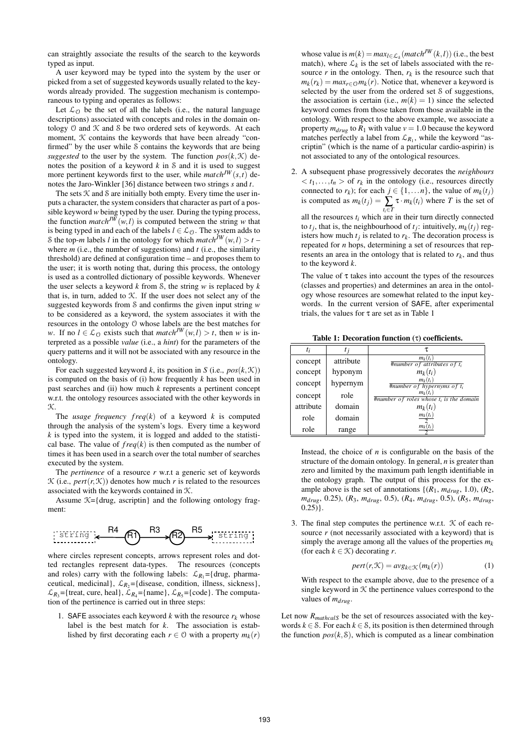can straightly associate the results of the search to the keywords typed as input.

A user keyword may be typed into the system by the user or picked from a set of suggested keywords usually related to the keywords already provided. The suggestion mechanism is contemporaneous to typing and operates as follows:

Let $\mathcal{L}_{\mathcal{O}}$ be the set of all the labels (i.e., the natural language descriptions) associated with concepts and roles in the domain ontology $\mathcal{O}$ and $\mathcal{K}$ and $\mathcal{S}$ be two ordered sets of keywords. At each moment, $\mathcal{K}$ contains the keywords that have been already "confirmed" by the user while $\mathcal{S}$ contains the keywords that are being *suggested* to the user by the system. The function $pos(k, \mathcal{K})$ denotes the position of a keyword $k$ in $\mathcal{S}$ and it is used to suggest more pertinent keywords first to the user, while $match^{JW}(s,t)$ denotes the Jaro-Winkler [36] distance between two strings $s$ and $t$.

The sets $\mathcal{K}$ and $\mathcal{S}$ are initially both empty. Every time the user inputs a character, the system considers that character as part of a possible keyword $w$ being typed by the user. During the typing process, the function $match^{JW}(w,l)$ is computed between the string $w$ that is being typed in and each of the labels $l \in \mathcal{L}_{\mathcal{O}}$. The system adds to $\mathcal{S}$ the top-$m$ labels $l$ in the ontology for which $match^{JW}(w,l) > t$ – where $m$ (i.e., the number of suggestions) and $t$ (i.e., the similarity threshold) are defined at configuration time – and proposes them to the user; it is worth noting that, during this process, the ontology is used as a controlled dictionary of possible keywords. Whenever the user selects a keyword $k$ from $\mathcal{S}$, the string $w$ is replaced by $k$ that is, in turn, added to $\mathcal{K}$. If the user does not select any of the suggested keywords from $\mathcal{S}$ and confirms the given input string $w$ to be considered as a keyword, the system associates it with the resources in the ontology $\mathcal{O}$ whose labels are the best matches for $w$. If no $l \in \mathcal{L}_{\mathcal{O}}$ exists such that $match^{JW}(w,l) > t$, then $w$ is interpreted as a possible *value* (i.e., a *hint*) for the parameters of the query patterns and it will not be associated with any resource in the ontology.

For each suggested keyword $k$, its position in $S$ (i.e., $pos(k, \mathcal{K})$) is computed on the basis of (i) how frequently $k$ has been used in past searches and (ii) how much $k$ represents a pertinent concept w.r.t. the ontology resources associated with the other keywords in $\mathcal{K}$.

The *usage frequency* $freq(k)$ of a keyword $k$ is computed through the analysis of the system's logs. Every time a keyword $k$ is typed into the system, it is logged and added to the statistical base. The value of $freq(k)$ is then computed as the number of times it has been used in a search over the total number of searches executed by the system.

The *pertinence* of a resource $r$ w.r.t a generic set of keywords $\mathcal{K}$ (i.e., $pert(r, \mathcal{K})$) denotes how much $r$ is related to the resources associated with the keywords contained in $\mathcal{K}$.

Assume $\mathcal{K}$={drug, ascriptin} and the following ontology fragment:

```
string <--R4-- (R1) --R3--> (R2) --R5--> string
```

where circles represent concepts, arrows represent roles and dotted rectangles represent data-types. The resources (concepts and roles) carry with the following labels: $\mathcal{L}_{R_1}$={drug, pharmaceutical, medicinal}, $\mathcal{L}_{R_2}$={disease, condition, illness, sickness}, $\mathcal{L}_{R_3}$={treat, cure, heal}, $\mathcal{L}_{R_4}$={name}, $\mathcal{L}_{R_5}$={code}. The computation of the pertinence is carried out in three steps:

1. SAFE associates each keyword $k$ with the resource $r_k$ whose label is the best match for $k$. The association is established by first decorating each $r \in \mathcal{O}$ with a property $m_k(r)$ whose value is $m(k) = max_{l \in \mathcal{L}_k}(match^{JW}(k,l))$ (i.e., the best match), where $\mathcal{L}_k$ is the set of labels associated with the resource $r$ in the ontology. Then, $r_k$ is the resource such that $m_k(r_k) = max_{r \in \mathcal{O}} m_k(r)$. Notice that, whenever a keyword is selected by the user from the ordered set $\mathcal{S}$ of suggestions, the association is certain (i.e., $m(k) = 1$) since the selected keyword comes from those taken from those available in the ontology. With respect to the above example, we associate a property $m_{drug}$ to $R_1$ with value $v = 1.0$ because the keyword matches perfectly a label from $\mathcal{L}_{R_1}$, while the keyword "ascriptin" (which is the name of a particular cardio-aspirin) is not associated to any of the ontological resources.

2. A subsequent phase progressively decorates the *neighbours* $< t_1, \ldots, t_n >$ of $r_k$ in the ontology (i.e., resources directly connected to $r_k$); for each $j \in \{1, \ldots n\}$, the value of $m_k(t_j)$ is computed as $m_k(t_j) = \sum_{t_i \in T} \tau \cdot m_k(t_i)$ where $T$ is the set of all the resources $t_i$ which are in their turn directly connected to $t_j$, that is, the neighbourhood of $t_j$: intuitively, $m_k(t_j)$ registers how much $t_j$ is related to $r_k$. The decoration process is repeated for $n$ hops, determining a set of resources that represents an area in the ontology that is related to $r_k$, and thus to the keyword $k$.

   The value of $\tau$ takes into account the types of the resources (classes and properties) and determines an area in the ontology whose resources are somewhat related to the input keywords. In the current version of SAFE, after experimental trials, the values for $\tau$ are set as in Table 1

   **Table 1: Decoration function ($\tau$) coefficients.**

   | $t_i$ | $t_j$ | $\tau$ |
   |---|---|---|
   | concept | attribute | $\frac{m_k(t_i)}{\#number\ of\ attributes\ of\ t_i}$ |
   | concept | hyponym | $m_k(t_i)$ |
   | concept | hypernym | $\frac{m_k(t_i)}{\#number\ of\ hypernyms\ of\ t_i}$ |
   | concept | role | $\frac{m_k(t_i)}{\#number\ of\ roles\ whose\ t_i\ is\ the\ domain}$ |
   | attribute | domain | $m_k(t_i)$ |
   | role | domain | $\frac{m_k(t_i)}{2}$ |
   | role | range | $\frac{m_k(t_i)}{2}$ |

   Instead, the choice of $n$ is configurable on the basis of the structure of the domain ontology. In general, $n$ is greater than zero and limited by the maximum path length identifiable in the ontology graph. The output of this process for the example above is the set of annotations {($R_1$, $m_{drug}$, 1.0), ($R_2$, $m_{drug}$, 0.25), ($R_3$, $m_{drug}$, 0.5), ($R_4$, $m_{drug}$, 0.5), ($R_5$, $m_{drug}$, 0.25)}.

3. The final step computes the pertinence w.r.t. $\mathcal{K}$ of each resource $r$ (not necessarily associated with a keyword) that is simply the average among all the values of the properties $m_k$ (for each $k \in \mathcal{K}$) decorating $r$.

$$pert(r, \mathcal{K}) = avg_{k \in \mathcal{K}}(m_k(r)) \tag{1}$$

   With respect to the example above, due to the presence of a single keyword in $\mathcal{K}$ the pertinence values correspond to the values of $m_{drug}$.

Let now $R_{mathcalS}$ be the set of resources associated with the keywords $k \in \mathcal{S}$. For each $k \in \mathcal{S}$, its position is then determined through the function $pos(k, \mathcal{S})$, which is computed as a linear combination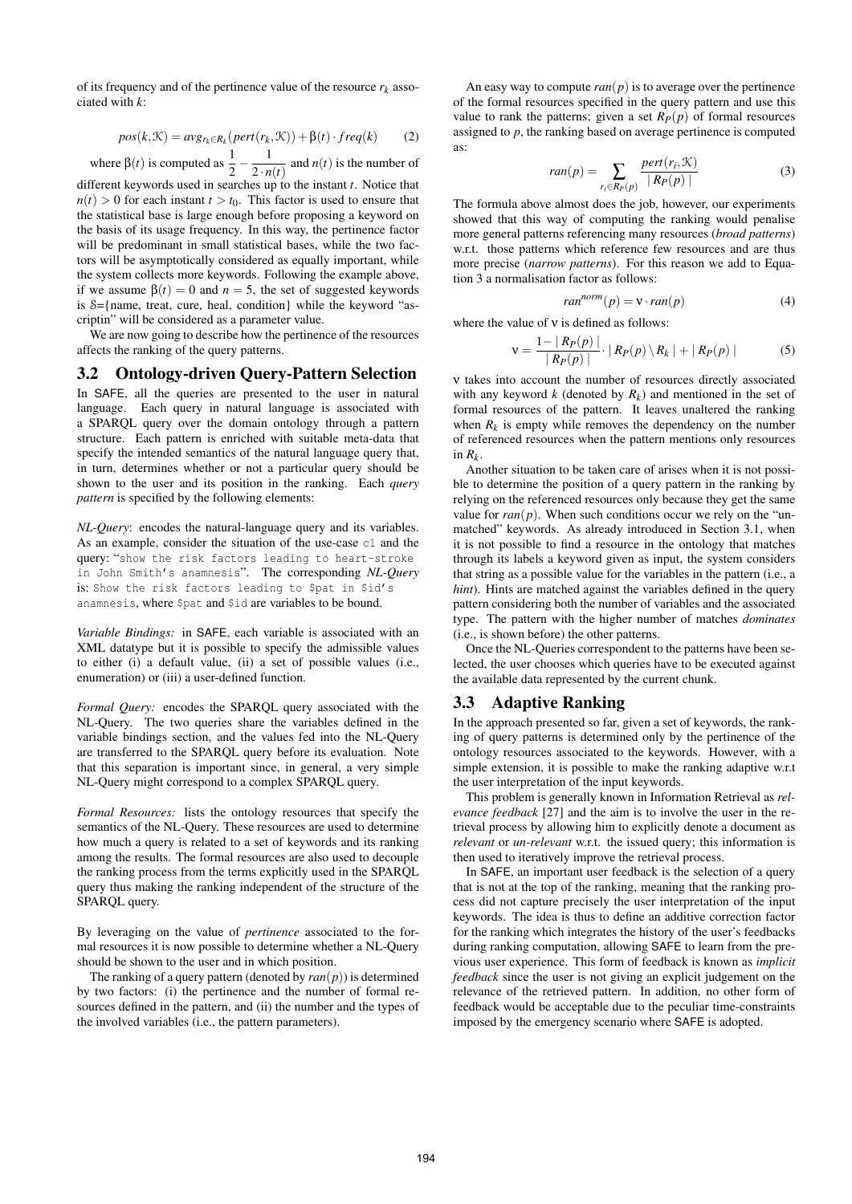of its frequency and of the pertinence value of the resource $r_k$ associated with $k$:

$$pos(k, \mathcal{K}) = avg_{r_k \in R_k}(pert(r_k, \mathcal{K})) + \beta(t) \cdot freq(k) \tag{2}$$

where $\beta(t)$ is computed as $\frac{1}{2} - \frac{1}{2 \cdot n(t)}$ and $n(t)$ is the number of different keywords used in searches up to the instant $t$. Notice that $n(t) > 0$ for each instant $t > t_0$. This factor is used to ensure that the statistical base is large enough before proposing a keyword on the basis of its usage frequency. In this way, the pertinence factor will be predominant in small statistical bases, while the two factors will be asymptotically considered as equally important, while the system collects more keywords. Following the example above, if we assume $\beta(t) = 0$ and $n = 5$, the set of suggested keywords is $\mathcal{S}$={name, treat, cure, heal, condition} while the keyword "ascriptin" will be considered as a parameter value.

We are now going to describe how the pertinence of the resources affects the ranking of the query patterns.

## 3.2 Ontology-driven Query-Pattern Selection

In SAFE, all the queries are presented to the user in natural language. Each query in natural language is associated with a SPARQL query over the domain ontology through a pattern structure. Each pattern is enriched with suitable meta-data that specify the intended semantics of the natural language query that, in turn, determines whether or not a particular query should be shown to the user and its position in the ranking. Each *query pattern* is specified by the following elements:

*NL-Query*: encodes the natural-language query and its variables. As an example, consider the situation of the use-case `c1` and the query: "`show the risk factors leading to heart-stroke in John Smith's anamnesis`". The corresponding *NL-Query* is: `Show the risk factors leading to $pat in $id's anamnesis`, where `$pat` and `$id` are variables to be bound.

*Variable Bindings:* in SAFE, each variable is associated with an XML datatype but it is possible to specify the admissible values to either (i) a default value, (ii) a set of possible values (i.e., enumeration) or (iii) a user-defined function.

*Formal Query:* encodes the SPARQL query associated with the NL-Query. The two queries share the variables defined in the variable bindings section, and the values fed into the NL-Query are transferred to the SPARQL query before its evaluation. Note that this separation is important since, in general, a very simple NL-Query might correspond to a complex SPARQL query.

*Formal Resources:* lists the ontology resources that specify the semantics of the NL-Query. These resources are used to determine how much a query is related to a set of keywords and its ranking among the results. The formal resources are also used to decouple the ranking process from the terms explicitly used in the SPARQL query thus making the ranking independent of the structure of the SPARQL query.

By leveraging on the value of *pertinence* associated to the formal resources it is now possible to determine whether a NL-Query should be shown to the user and in which position.

The ranking of a query pattern (denoted by $ran(p)$) is determined by two factors: (i) the pertinence and the number of formal resources defined in the pattern, and (ii) the number and the types of the involved variables (i.e., the pattern parameters).

An easy way to compute $ran(p)$ is to average over the pertinence of the formal resources specified in the query pattern and use this value to rank the patterns; given a set $R_P(p)$ of formal resources assigned to $p$, the ranking based on average pertinence is computed as:

$$ran(p) = \sum_{r_i \in R_P(p)} \frac{pert(r_i, \mathcal{K})}{|R_P(p)|} \tag{3}$$

The formula above almost does the job, however, our experiments showed that this way of computing the ranking would penalise more general patterns referencing many resources (*broad patterns*) w.r.t. those patterns which reference few resources and are thus more precise (*narrow patterns*). For this reason we add to Equation 3 a normalisation factor as follows:

$$ran^{norm}(p) = \nu \cdot ran(p) \tag{4}$$

where the value of $\nu$ is defined as follows:

$$\nu = \frac{1 - |R_P(p)|}{|R_P(p)|} \cdot |R_P(p) \setminus R_k| + |R_P(p)| \tag{5}$$

$\nu$ takes into account the number of resources directly associated with any keyword $k$ (denoted by $R_k$) and mentioned in the set of formal resources of the pattern. It leaves unaltered the ranking when $R_k$ is empty while removes the dependency on the number of referenced resources when the pattern mentions only resources in $R_k$.

Another situation to be taken care of arises when it is not possible to determine the position of a query pattern in the ranking by relying on the referenced resources only because they get the same value for $ran(p)$. When such conditions occur we rely on the "unmatched" keywords. As already introduced in Section 3.1, when it is not possible to find a resource in the ontology that matches through its labels a keyword given as input, the system considers that string as a possible value for the variables in the pattern (i.e., a *hint*). Hints are matched against the variables defined in the query pattern considering both the number of variables and the associated type. The pattern with the higher number of matches *dominates* (i.e., is shown before) the other patterns.

Once the NL-Queries correspondent to the patterns have been selected, the user chooses which queries have to be executed against the available data represented by the current chunk.

## 3.3 Adaptive Ranking

In the approach presented so far, given a set of keywords, the ranking of query patterns is determined only by the pertinence of the ontology resources associated to the keywords. However, with a simple extension, it is possible to make the ranking adaptive w.r.t the user interpretation of the input keywords.

This problem is generally known in Information Retrieval as *relevance feedback* [27] and the aim is to involve the user in the retrieval process by allowing him to explicitly denote a document as *relevant* or *un-relevant* w.r.t. the issued query; this information is then used to iteratively improve the retrieval process.

In SAFE, an important user feedback is the selection of a query that is not at the top of the ranking, meaning that the ranking process did not capture precisely the user interpretation of the input keywords. The idea is thus to define an additive correction factor for the ranking which integrates the history of the user's feedbacks during ranking computation, allowing SAFE to learn from the previous user experience. This form of feedback is known as *implicit feedback* since the user is not giving an explicit judgement on the relevance of the retrieved pattern. In addition, no other form of feedback would be acceptable due to the peculiar time-constraints imposed by the emergency scenario where SAFE is adopted.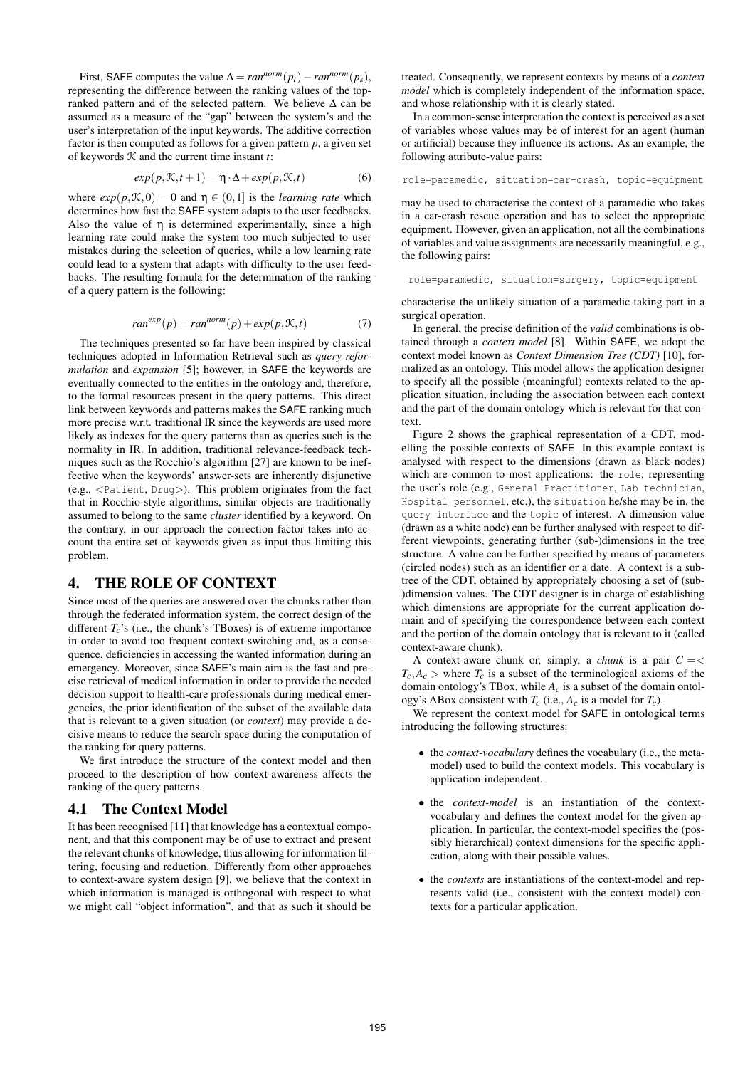First, SAFE computes the value $\Delta = ran^{norm}(p_t) - ran^{norm}(p_s)$, representing the difference between the ranking values of the top-ranked pattern and of the selected pattern. We believe $\Delta$ can be assumed as a measure of the "gap" between the system's and the user's interpretation of the input keywords. The additive correction factor is then computed as follows for a given pattern $p$, a given set of keywords $\mathcal{K}$ and the current time instant $t$:

$$exp(p, \mathcal{K}, t+1) = \eta \cdot \Delta + exp(p, \mathcal{K}, t) \quad (6)$$

where $exp(p, \mathcal{K}, 0) = 0$ and $\eta \in (0, 1]$ is the *learning rate* which determines how fast the SAFE system adapts to the user feedbacks. Also the value of $\eta$ is determined experimentally, since a high learning rate could make the system too much subjected to user mistakes during the selection of queries, while a low learning rate could lead to a system that adapts with difficulty to the user feedbacks. The resulting formula for the determination of the ranking of a query pattern is the following:

$$ran^{exp}(p) = ran^{norm}(p) + exp(p, \mathcal{K}, t) \quad (7)$$

The techniques presented so far have been inspired by classical techniques adopted in Information Retrieval such as *query reformulation* and *expansion* [5]; however, in SAFE the keywords are eventually connected to the entities in the ontology and, therefore, to the formal resources present in the query patterns. This direct link between keywords and patterns makes the SAFE ranking much more precise w.r.t. traditional IR since the keywords are used more likely as indexes for the query patterns than as queries such is the normality in IR. In addition, traditional relevance-feedback techniques such as the Rocchio's algorithm [27] are known to be ineffective when the keywords' answer-sets are inherently disjunctive (e.g., <Patient, Drug>). This problem originates from the fact that in Rocchio-style algorithms, similar objects are traditionally assumed to belong to the same *cluster* identified by a keyword. On the contrary, in our approach the correction factor takes into account the entire set of keywords given as input thus limiting this problem.

## 4. THE ROLE OF CONTEXT

Since most of the queries are answered over the chunks rather than through the federated information system, the correct design of the different $T_c$'s (i.e., the chunk's TBoxes) is of extreme importance in order to avoid too frequent context-switching and, as a consequence, deficiencies in accessing the wanted information during an emergency. Moreover, since SAFE's main aim is the fast and precise retrieval of medical information in order to provide the needed decision support to health-care professionals during medical emergencies, the prior identification of the subset of the available data that is relevant to a given situation (or *context*) may provide a decisive means to reduce the search-space during the computation of the ranking for query patterns.

We first introduce the structure of the context model and then proceed to the description of how context-awareness affects the ranking of the query patterns.

### 4.1 The Context Model

It has been recognised [11] that knowledge has a contextual component, and that this component may be of use to extract and present the relevant chunks of knowledge, thus allowing for information filtering, focusing and reduction. Differently from other approaches to context-aware system design [9], we believe that the context in which information is managed is orthogonal with respect to what we might call "object information", and that as such it should be treated. Consequently, we represent contexts by means of a *context model* which is completely independent of the information space, and whose relationship with it is clearly stated.

In a common-sense interpretation the context is perceived as a set of variables whose values may be of interest for an agent (human or artificial) because they influence its actions. As an example, the following attribute-value pairs:

```
role=paramedic, situation=car-crash, topic=equipment
```

may be used to characterise the context of a paramedic who takes in a car-crash rescue operation and has to select the appropriate equipment. However, given an application, not all the combinations of variables and value assignments are necessarily meaningful, e.g., the following pairs:

```
role=paramedic, situation=surgery, topic=equipment
```

characterise the unlikely situation of a paramedic taking part in a surgical operation.

In general, the precise definition of the *valid* combinations is obtained through a *context model* [8]. Within SAFE, we adopt the context model known as *Context Dimension Tree (CDT)* [10], formalized as an ontology. This model allows the application designer to specify all the possible (meaningful) contexts related to the application situation, including the association between each context and the part of the domain ontology which is relevant for that context.

Figure 2 shows the graphical representation of a CDT, modelling the possible contexts of SAFE. In this example context is analysed with respect to the dimensions (drawn as black nodes) which are common to most applications: the `role`, representing the user's role (e.g., `General Practitioner`, `Lab technician`, `Hospital personnel`, etc.), the `situation` he/she may be in, the `query interface` and the `topic` of interest. A dimension value (drawn as a white node) can be further analysed with respect to different viewpoints, generating further (sub-)dimensions in the tree structure. A value can be further specified by means of parameters (circled nodes) such as an identifier or a date. A context is a subtree of the CDT, obtained by appropriately choosing a set of (sub-)dimension values. The CDT designer is in charge of establishing which dimensions are appropriate for the current application domain and of specifying the correspondence between each context and the portion of the domain ontology that is relevant to it (called context-aware chunk).

A context-aware chunk or, simply, a *chunk* is a pair $C = < T_c, A_c >$ where $T_c$ is a subset of the terminological axioms of the domain ontology's TBox, while $A_c$ is a subset of the domain ontology's ABox consistent with $T_c$ (i.e., $A_c$ is a model for $T_c$).

We represent the context model for SAFE in ontological terms introducing the following structures:

- the *context-vocabulary* defines the vocabulary (i.e., the meta-model) used to build the context models. This vocabulary is application-independent.
- the *context-model* is an instantiation of the context-vocabulary and defines the context model for the given application. In particular, the context-model specifies the (possibly hierarchical) context dimensions for the specific application, along with their possible values.
- the *contexts* are instantiations of the context-model and represents valid (i.e., consistent with the context model) contexts for a particular application.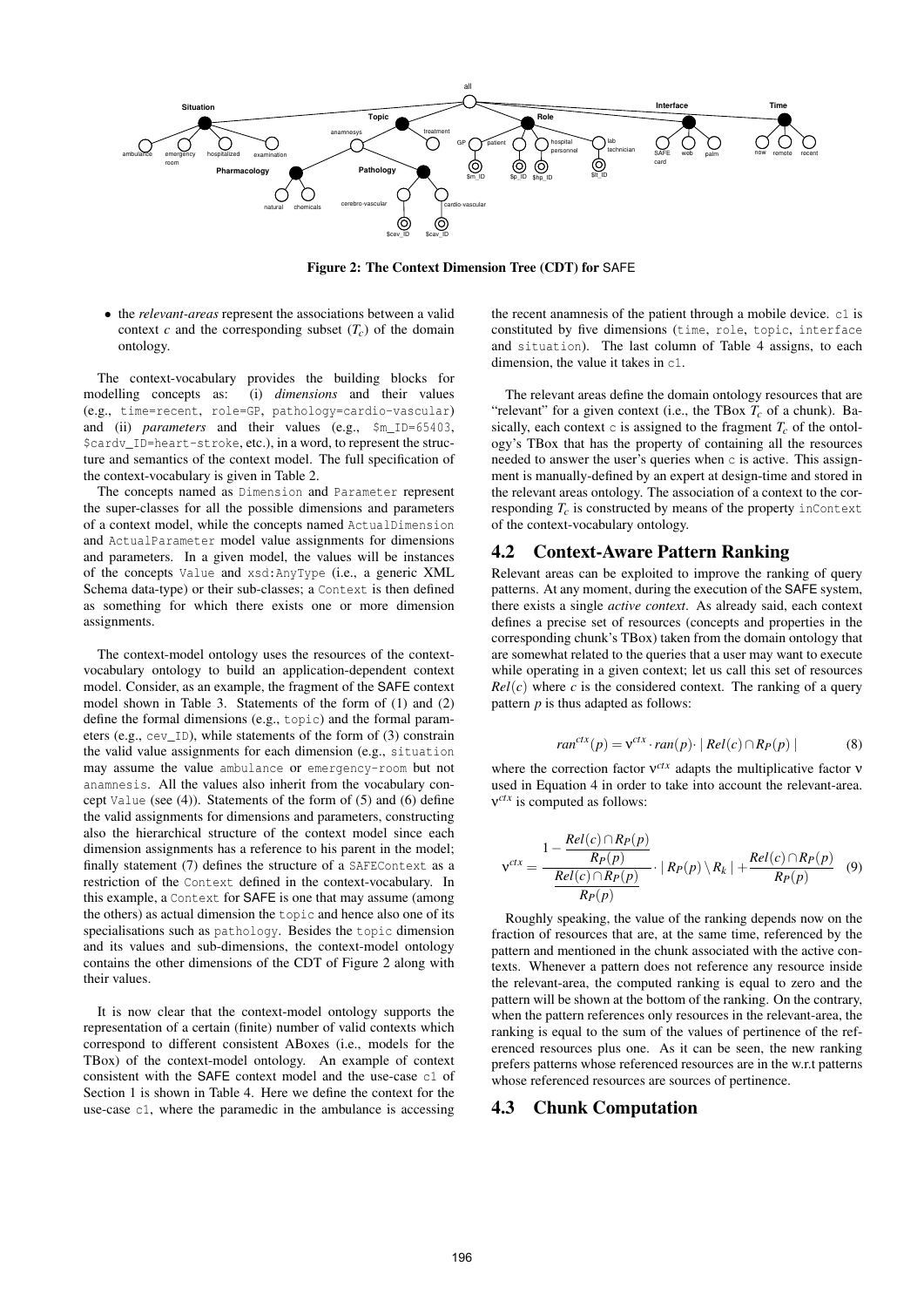Figure 2: The Context Dimension Tree (CDT) for SAFE

- the *relevant-areas* represent the associations between a valid context $c$ and the corresponding subset ($T_c$) of the domain ontology.

The context-vocabulary provides the building blocks for modelling concepts as: (i) *dimensions* and their values (e.g., `time=recent`, `role=GP`, `pathology=cardio-vascular`) and (ii) *parameters* and their values (e.g., `$m_ID=65403`, `$cardv_ID=heart-stroke`, etc.), in a word, to represent the structure and semantics of the context model. The full specification of the context-vocabulary is given in Table 2.

The concepts named as `Dimension` and `Parameter` represent the super-classes for all the possible dimensions and parameters of a context model, while the concepts named `ActualDimension` and `ActualParameter` model value assignments for dimensions and parameters. In a given model, the values will be instances of the concepts `Value` and `xsd:AnyType` (i.e., a generic XML Schema data-type) or their sub-classes; a `Context` is then defined as something for which there exists one or more dimension assignments.

The context-model ontology uses the resources of the context-vocabulary ontology to build an application-dependent context model. Consider, as an example, the fragment of the SAFE context model shown in Table 3. Statements of the form of (1) and (2) define the formal dimensions (e.g., `topic`) and the formal parameters (e.g., `cev_ID`), while statements of the form of (3) constrain the valid value assignments for each dimension (e.g., `situation` may assume the value `ambulance` or `emergency-room` but not `anamnesis`. All the values also inherit from the vocabulary concept `Value` (see (4)). Statements of the form of (5) and (6) define the valid assignments for dimensions and parameters, constructing also the hierarchical structure of the context model since each dimension assignments has a reference to his parent in the model; finally statement (7) defines the structure of a `SAFEContext` as a restriction of the `Context` defined in the context-vocabulary. In this example, a `Context` for SAFE is one that may assume (among the others) as actual dimension the `topic` and hence also one of its specialisations such as `pathology`. Besides the `topic` dimension and its values and sub-dimensions, the context-model ontology contains the other dimensions of the CDT of Figure 2 along with their values.

It is now clear that the context-model ontology supports the representation of a certain (finite) number of valid contexts which correspond to different consistent ABoxes (i.e., models for the TBox) of the context-model ontology. An example of context consistent with the SAFE context model and the use-case `c1` of Section 1 is shown in Table 4. Here we define the context for the use-case `c1`, where the paramedic in the ambulance is accessing the recent anamnesis of the patient through a mobile device. `c1` is constituted by five dimensions (`time`, `role`, `topic`, `interface` and `situation`). The last column of Table 4 assigns, to each dimension, the value it takes in `c1`.

The relevant areas define the domain ontology resources that are "relevant" for a given context (i.e., the TBox $T_c$ of a chunk). Basically, each context `c` is assigned to the fragment $T_c$ of the ontology's TBox that has the property of containing all the resources needed to answer the user's queries when `c` is active. This assignment is manually-defined by an expert at design-time and stored in the relevant areas ontology. The association of a context to the corresponding $T_c$ is constructed by means of the property `inContext` of the context-vocabulary ontology.

## 4.2 Context-Aware Pattern Ranking

Relevant areas can be exploited to improve the ranking of query patterns. At any moment, during the execution of the SAFE system, there exists a single *active context*. As already said, each context defines a precise set of resources (concepts and properties in the corresponding chunk's TBox) taken from the domain ontology that are somewhat related to the queries that a user may want to execute while operating in a given context; let us call this set of resources $Rel(c)$ where $c$ is the considered context. The ranking of a query pattern $p$ is thus adapted as follows:

$$ran^{ctx}(p) = \nu^{ctx} \cdot ran(p) \cdot |\, Rel(c) \cap R_P(p)\,| \tag{8}$$

where the correction factor $\nu^{ctx}$ adapts the multiplicative factor $\nu$ used in Equation 4 in order to take into account the relevant-area. $\nu^{ctx}$ is computed as follows:

$$\nu^{ctx} = \frac{1 - \dfrac{Rel(c) \cap R_P(p)}{R_P(p)}}{\dfrac{Rel(c) \cap R_P(p)}{R_P(p)}} \cdot |\, R_P(p) \setminus R_k \,| + \frac{Rel(c) \cap R_P(p)}{R_P(p)} \tag{9}$$

Roughly speaking, the value of the ranking depends now on the fraction of resources that are, at the same time, referenced by the pattern and mentioned in the chunk associated with the active contexts. Whenever a pattern does not reference any resource inside the relevant-area, the computed ranking is equal to zero and the pattern will be shown at the bottom of the ranking. On the contrary, when the pattern references only resources in the relevant-area, the ranking is equal to the sum of the values of pertinence of the referenced resources plus one. As it can be seen, the new ranking prefers patterns whose referenced resources are in the w.r.t patterns whose referenced resources are sources of pertinence.

## 4.3 Chunk Computation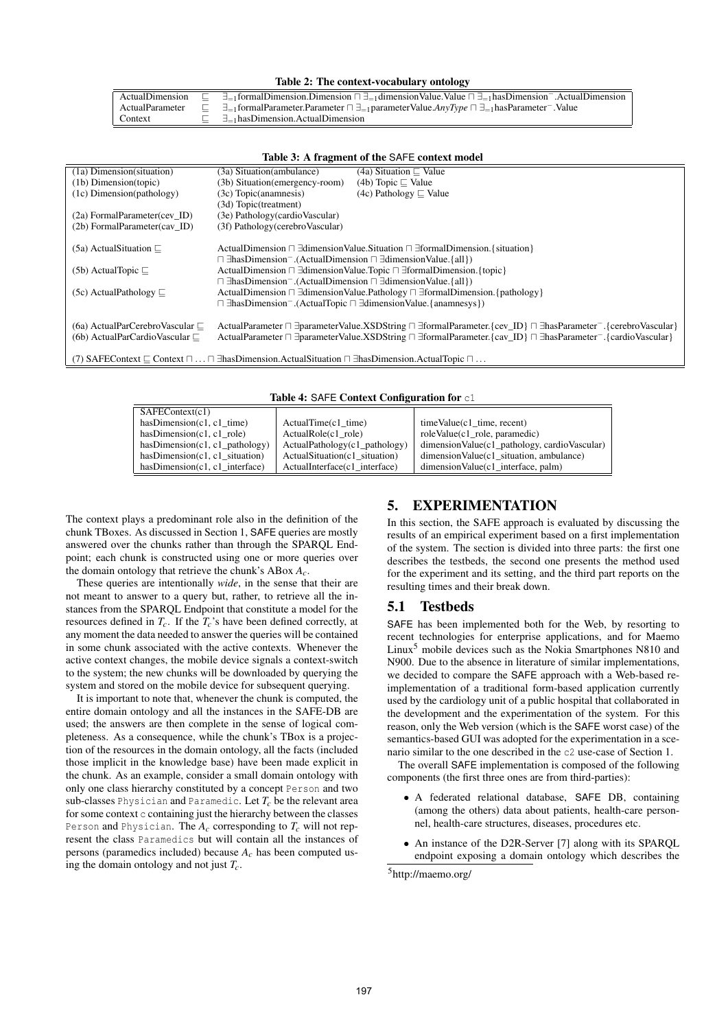**Table 2: The context-vocabulary ontology**

| | | |
|---|---|---|
| ActualDimension | $\sqsubseteq$ | $\exists_{=1}$formalDimension.Dimension $\sqcap$ $\exists_{=1}$dimensionValue.Value $\sqcap$ $\exists_{=1}$hasDimension$^{-}$.ActualDimension |
| ActualParameter | $\sqsubseteq$ | $\exists_{=1}$formalParameter.Parameter $\sqcap$ $\exists_{=1}$parameterValue.*AnyType* $\sqcap$ $\exists_{=1}$hasParameter$^{-}$.Value |
| Context | $\sqsubseteq$ | $\exists_{=1}$hasDimension.ActualDimension |

**Table 3: A fragment of the SAFE context model**

| | | |
|---|---|---|
| (1a) Dimension(situation) | (3a) Situation(ambulance) | (4a) Situation $\sqsubseteq$ Value |
| (1b) Dimension(topic) | (3b) Situation(emergency-room) | (4b) Topic $\sqsubseteq$ Value |
| (1c) Dimension(pathology) | (3c) Topic(anamnesis) | (4c) Pathology $\sqsubseteq$ Value |
| | (3d) Topic(treatment) | |
| (2a) FormalParameter(cev_ID) | (3e) Pathology(cardioVascular) | |
| (2b) FormalParameter(cav_ID) | (3f) Pathology(cerebroVascular) | |
| (5a) ActualSituation $\sqsubseteq$ | ActualDimension $\sqcap$ $\exists$dimensionValue.Situation $\sqcap$ $\exists$formalDimension.{situation} $\sqcap$ $\exists$hasDimension$^{-}$.(ActualDimension $\sqcap$ $\exists$dimensionValue.{all}) | |
| (5b) ActualTopic $\sqsubseteq$ | ActualDimension $\sqcap$ $\exists$dimensionValue.Topic $\sqcap$ $\exists$formalDimension.{topic} $\sqcap$ $\exists$hasDimension$^{-}$.(ActualDimension $\sqcap$ $\exists$dimensionValue.{all}) | |
| (5c) ActualPathology $\sqsubseteq$ | ActualDimension $\sqcap$ $\exists$dimensionValue.Pathology $\sqcap$ $\exists$formalDimension.{pathology} $\sqcap$ $\exists$hasDimension$^{-}$.(ActualTopic $\sqcap$ $\exists$dimensionValue.{anamnesys}) | |
| (6a) ActualParCerebroVascular $\sqsubseteq$ | ActualParameter $\sqcap$ $\exists$parameterValue.XSDString $\sqcap$ $\exists$formalParameter.{cev_ID} $\sqcap$ $\exists$hasParameter$^{-}$.{cerebroVascular} | |
| (6b) ActualParCardioVascular $\sqsubseteq$ | ActualParameter $\sqcap$ $\exists$parameterValue.XSDString $\sqcap$ $\exists$formalParameter.{cav_ID} $\sqcap$ $\exists$hasParameter$^{-}$.{cardioVascular} | |
| (7) SAFEContext $\sqsubseteq$ Context $\sqcap \ldots \sqcap$ $\exists$hasDimension.ActualSituation $\sqcap$ $\exists$hasDimension.ActualTopic $\sqcap \ldots$ | | |

**Table 4: SAFE Context Configuration for c1**

| | | |
|---|---|---|
| SAFEContext(c1) | | |
| hasDimension(c1, c1_time) | ActualTime(c1_time) | timeValue(c1_time, recent) |
| hasDimension(c1, c1_role) | ActualRole(c1_role) | roleValue(c1_role, paramedic) |
| hasDimension(c1, c1_pathology) | ActualPathology(c1_pathology) | dimensionValue(c1_pathology, cardioVascular) |
| hasDimension(c1, c1_situation) | ActualSituation(c1_situation) | dimensionValue(c1_situation, ambulance) |
| hasDimension(c1, c1_interface) | ActualInterface(c1_interface) | dimensionValue(c1_interface, palm) |

The context plays a predominant role also in the definition of the chunk TBoxes. As discussed in Section 1, SAFE queries are mostly answered over the chunks rather than through the SPARQL Endpoint; each chunk is constructed using one or more queries over the domain ontology that retrieve the chunk's ABox $A_c$.

These queries are intentionally *wide*, in the sense that their are not meant to answer to a query but, rather, to retrieve all the instances from the SPARQL Endpoint that constitute a model for the resources defined in $T_c$. If the $T_c$'s have been defined correctly, at any moment the data needed to answer the queries will be contained in some chunk associated with the active contexts. Whenever the active context changes, the mobile device signals a context-switch to the system; the new chunks will be downloaded by querying the system and stored on the mobile device for subsequent querying.

It is important to note that, whenever the chunk is computed, the entire domain ontology and all the instances in the SAFE-DB are used; the answers are then complete in the sense of logical completeness. As a consequence, while the chunk's TBox is a projection of the resources in the domain ontology, all the facts (included those implicit in the knowledge base) have been made explicit in the chunk. As an example, consider a small domain ontology with only one class hierarchy constituted by a concept Person and two sub-classes Physician and Paramedic. Let $T_c$ be the relevant area for some context c containing just the hierarchy between the classes Person and Physician. The $A_c$ corresponding to $T_c$ will not represent the class Paramedics but will contain all the instances of persons (paramedics included) because $A_c$ has been computed using the domain ontology and not just $T_c$.

## 5. EXPERIMENTATION

In this section, the SAFE approach is evaluated by discussing the results of an empirical experiment based on a first implementation of the system. The section is divided into three parts: the first one describes the testbeds, the second one presents the method used for the experiment and its setting, and the third part reports on the resulting times and their break down.

### 5.1 Testbeds

SAFE has been implemented both for the Web, by resorting to recent technologies for enterprise applications, and for Maemo Linux[5] mobile devices such as the Nokia Smartphones N810 and N900. Due to the absence in literature of similar implementations, we decided to compare the SAFE approach with a Web-based reimplementation of a traditional form-based application currently used by the cardiology unit of a public hospital that collaborated in the development and the experimentation of the system. For this reason, only the Web version (which is the SAFE worst case) of the semantics-based GUI was adopted for the experimentation in a scenario similar to the one described in the c2 use-case of Section 1.

The overall SAFE implementation is composed of the following components (the first three ones are from third-parties):

- A federated relational database, SAFE DB, containing (among the others) data about patients, health-care personnel, health-care structures, diseases, procedures etc.
- An instance of the D2R-Server [7] along with its SPARQL endpoint exposing a domain ontology which describes the

[5] http://maemo.org/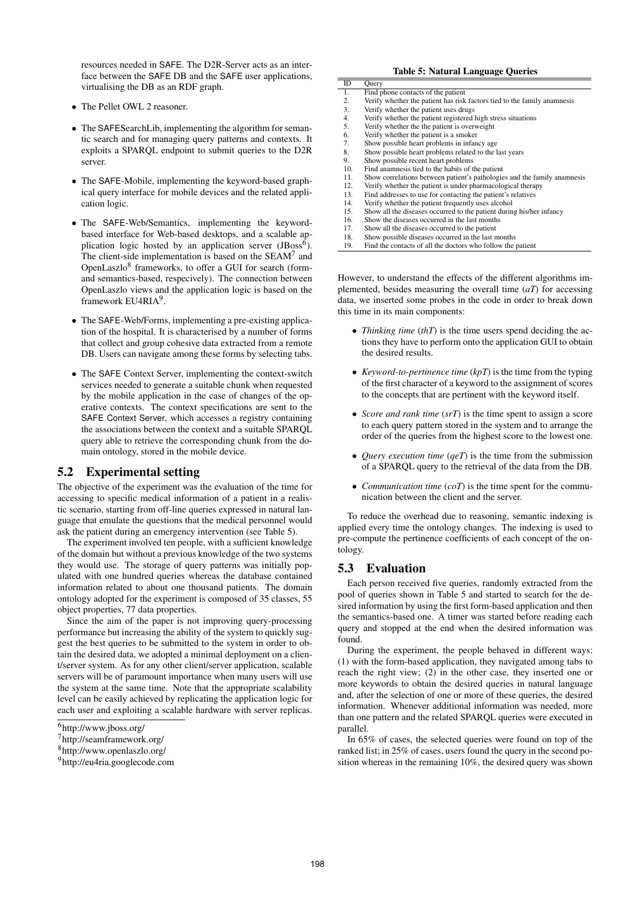resources needed in SAFE. The D2R-Server acts as an interface between the SAFE DB and the SAFE user applications, virtualising the DB as an RDF graph.

- The Pellet OWL 2 reasoner.
- The SAFESearchLib, implementing the algorithm for semantic search and for managing query patterns and contexts. It exploits a SPARQL endpoint to submit queries to the D2R server.
- The SAFE-Mobile, implementing the keyword-based graphical query interface for mobile devices and the related application logic.
- The SAFE-Web/Semantics, implementing the keyword-based interface for Web-based desktops, and a scalable application logic hosted by an application server (JBoss[6]). The client-side implementation is based on the SEAM[7] and OpenLaszlo[8] frameworks, to offer a GUI for search (form- and semantics-based, respecively). The connection between OpenLaszlo views and the application logic is based on the framework EU4RIA[9].
- The SAFE-Web/Forms, implementing a pre-existing application of the hospital. It is characterised by a number of forms that collect and group cohesive data extracted from a remote DB. Users can navigate among these forms by selecting tabs.
- The SAFE Context Server, implementing the context-switch services needed to generate a suitable chunk when requested by the mobile application in the case of changes of the operative contexts. The context specifications are sent to the SAFE Context Server, which accesses a registry containing the associations between the context and a suitable SPARQL query able to retrieve the corresponding chunk from the domain ontology, stored in the mobile device.

## 5.2 Experimental setting

The objective of the experiment was the evaluation of the time for accessing to specific medical information of a patient in a realistic scenario, starting from off-line queries expressed in natural language that emulate the questions that the medical personnel would ask the patient during an emergency intervention (see Table 5).

The experiment involved ten people, with a sufficient knowledge of the domain but without a previous knowledge of the two systems they would use. The storage of query patterns was initially populated with one hundred queries whereas the database contained information related to about one thousand patients. The domain ontology adopted for the experiment is composed of 35 classes, 55 object properties, 77 data properties.

Since the aim of the paper is not improving query-processing performance but increasing the ability of the system to quickly suggest the best queries to be submitted to the system in order to obtain the desired data, we adopted a minimal deployment on a client/server system. As for any other client/server application, scalable servers will be of paramount importance when many users will use the system at the same time. Note that the appropriate scalability level can be easily achieved by replicating the application logic for each user and exploiting a scalable hardware with server replicas.

[6] http://www.jboss.org/

[7] http://seamframework.org/

[8] http://www.openlaszlo.org/

[9] http://eu4ria.googlecode.com

**Table 5: Natural Language Queries**

| ID | Query |
|---|---|
| 1. | Find phone contacts of the patient |
| 2. | Verify whether the patient has risk factors tied to the family anamnesis |
| 3. | Verify whether the patient uses drugs |
| 4. | Verify whether the patient registered high stress situations |
| 5. | Verify whether the the patient is overweight |
| 6. | Verify whether the patient is a smoker |
| 7. | Show possible heart problems in infancy age |
| 8. | Show possible heart problems related to the last years |
| 9. | Show possible recent heart problems |
| 10. | Find anamnesis tied to the habits of the patient |
| 11. | Show correlations between patient's pathologies and the family anamnesis |
| 12. | Verify whether the patient is under pharmacological therapy |
| 13. | Find addresses to use for contacting the patient's relatives |
| 14. | Verify whether the patient frequently uses alcohol |
| 15. | Show all the diseases occurred to the patient during his/her infancy |
| 16. | Show the diseases occurred in the last months |
| 17. | Show all the diseases occurred to the patient |
| 18. | Show possible diseases occurred in the last months |
| 19. | Find the contacts of all the doctors who follow the patient |

However, to understand the effects of the different algorithms implemented, besides measuring the overall time (*aT*) for accessing data, we inserted some probes in the code in order to break down this time in its main components:

- *Thinking time* (*thT*) is the time users spend deciding the actions they have to perform onto the application GUI to obtain the desired results.
- *Keyword-to-pertinence time* (*kpT*) is the time from the typing of the first character of a keyword to the assignment of scores to the concepts that are pertinent with the keyword itself.
- *Score and rank time* (*srT*) is the time spent to assign a score to each query pattern stored in the system and to arrange the order of the queries from the highest score to the lowest one.
- *Query execution time* (*qeT*) is the time from the submission of a SPARQL query to the retrieval of the data from the DB.
- *Communication time* (*coT*) is the time spent for the communication between the client and the server.

To reduce the overhead due to reasoning, semantic indexing is applied every time the ontology changes. The indexing is used to pre-compute the pertinence coefficients of each concept of the ontology.

## 5.3 Evaluation

Each person received five queries, randomly extracted from the pool of queries shown in Table 5 and started to search for the desired information by using the first form-based application and then the semantics-based one. A timer was started before reading each query and stopped at the end when the desired information was found.

During the experiment, the people behaved in different ways: (1) with the form-based application, they navigated among tabs to reach the right view; (2) in the other case, they inserted one or more keywords to obtain the desired queries in natural language and, after the selection of one or more of these queries, the desired information. Whenever additional information was needed, more than one pattern and the related SPARQL queries were executed in parallel.

In 65% of cases, the selected queries were found on top of the ranked list; in 25% of cases, users found the query in the second position whereas in the remaining 10%, the desired query was shown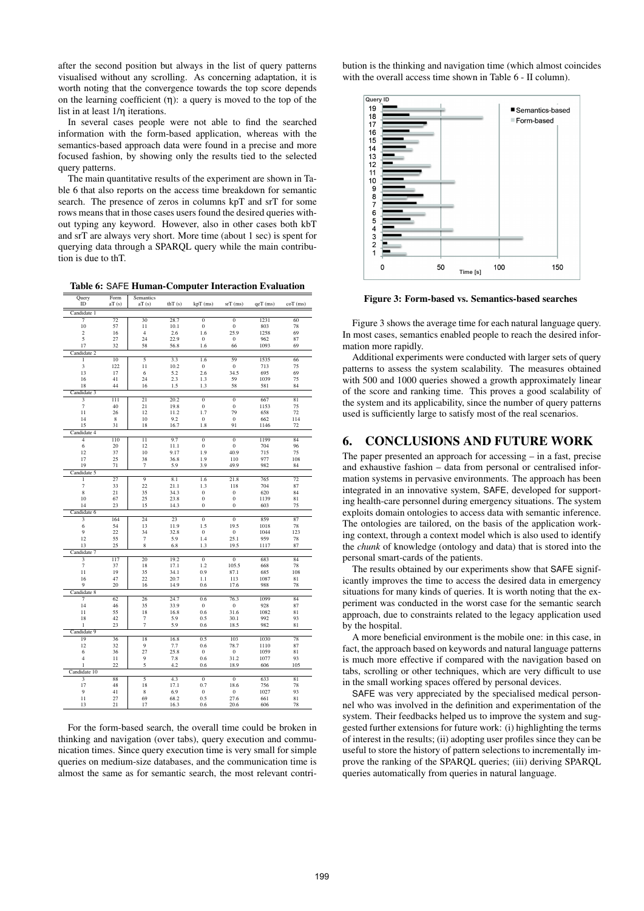after the second position but always in the list of query patterns visualised without any scrolling. As concerning adaptation, it is worth noting that the convergence towards the top score depends on the learning coefficient (η): a query is moved to the top of the list in at least 1/η iterations.

In several cases people were not able to find the searched information with the form-based application, whereas with the semantics-based approach data were found in a precise and more focused fashion, by showing only the results tied to the selected query patterns.

The main quantitative results of the experiment are shown in Table 6 that also reports on the access time breakdown for semantic search. The presence of zeros in columns kpT and srT for some rows means that in those cases users found the desired queries without typing any keyword. However, also in other cases both kbT and srT are always very short. More time (about 1 sec) is spent for querying data through a SPARQL query while the main contribution is due to thT.

**Table 6: SAFE Human-Computer Interaction Evaluation**

| Query ID | Form aT (s) | Semantics aT (s) | thT (s) | kpT (ms) | srT (ms) | qeT (ms) | coT (ms) |
|---|---|---|---|---|---|---|---|
| Candidate 1 | | | | | | | |
| 7 | 72 | 30 | 28.7 | 0 | 0 | 1231 | 60 |
| 10 | 57 | 11 | 10.1 | 0 | 0 | 803 | 78 |
| 2 | 16 | 4 | 2.6 | 1.6 | 25.9 | 1258 | 69 |
| 5 | 27 | 24 | 22.9 | 0 | 0 | 962 | 87 |
| 17 | 32 | 58 | 56.8 | 1.6 | 66 | 1093 | 69 |
| Candidate 2 | | | | | | | |
| 1 | 10 | 5 | 3.3 | 1.6 | 59 | 1535 | 66 |
| 3 | 122 | 11 | 10.2 | 0 | 0 | 713 | 75 |
| 13 | 17 | 6 | 5.2 | 2.6 | 34.5 | 695 | 69 |
| 16 | 41 | 24 | 2.3 | 1.3 | 59 | 1039 | 75 |
| 18 | 44 | 16 | 1.5 | 1.3 | 58 | 581 | 84 |
| Candidate 3 | | | | | | | |
| 3 | 111 | 21 | 20.2 | 0 | 0 | 667 | 81 |
| 7 | 40 | 21 | 19.8 | 0 | 0 | 1153 | 75 |
| 11 | 26 | 12 | 11.2 | 1.7 | 79 | 658 | 72 |
| 14 | 8 | 10 | 9.2 | 0 | 0 | 662 | 114 |
| 15 | 31 | 18 | 16.7 | 1.8 | 91 | 1146 | 72 |
| Candidate 4 | | | | | | | |
| 4 | 110 | 11 | 9.7 | 0 | 0 | 1199 | 84 |
| 6 | 20 | 12 | 11.1 | 0 | 0 | 704 | 96 |
| 12 | 37 | 10 | 9.17 | 1.9 | 40.9 | 715 | 75 |
| 17 | 25 | 38 | 36.8 | 1.9 | 110 | 977 | 108 |
| 19 | 71 | 7 | 5.9 | 3.9 | 49.9 | 982 | 84 |
| Candidate 5 | | | | | | | |
| 1 | 27 | 9 | 8.1 | 1.6 | 21.8 | 765 | 72 |
| 7 | 33 | 22 | 21.1 | 1.3 | 118 | 704 | 87 |
| 8 | 21 | 35 | 34.3 | 0 | 0 | 620 | 84 |
| 10 | 67 | 25 | 23.8 | 0 | 0 | 1139 | 81 |
| 14 | 23 | 15 | 14.3 | 0 | 0 | 603 | 75 |
| Candidate 6 | | | | | | | |
| 3 | 164 | 24 | 23 | 0 | 0 | 859 | 87 |
| 6 | 54 | 13 | 11.9 | 1.5 | 19.5 | 1018 | 78 |
| 9 | 22 | 34 | 32.8 | 0 | 0 | 1044 | 123 |
| 12 | 55 | 7 | 5.9 | 1.4 | 25.1 | 959 | 78 |
| 13 | 25 | 8 | 6.8 | 1.3 | 19.5 | 1117 | 87 |
| Candidate 7 | | | | | | | |
| 3 | 117 | 20 | 19.2 | 0 | 0 | 683 | 84 |
| 7 | 37 | 18 | 17.1 | 1.2 | 105.5 | 668 | 78 |
| 11 | 19 | 35 | 34.1 | 0.9 | 87.1 | 685 | 108 |
| 16 | 47 | 22 | 20.7 | 1.1 | 113 | 1087 | 81 |
| 9 | 20 | 16 | 14.9 | 0.6 | 17.6 | 988 | 78 |
| Candidate 8 | | | | | | | |
| 7 | 62 | 26 | 24.7 | 0.6 | 76.3 | 1099 | 84 |
| 14 | 46 | 35 | 33.9 | 0 | 0 | 928 | 87 |
| 11 | 55 | 18 | 16.8 | 0.6 | 31.6 | 1082 | 81 |
| 18 | 42 | 7 | 5.9 | 0.5 | 30.1 | 992 | 93 |
| 1 | 23 | 7 | 5.9 | 0.6 | 18.5 | 982 | 81 |
| Candidate 9 | | | | | | | |
| 19 | 36 | 18 | 16.8 | 0.5 | 103 | 1030 | 78 |
| 12 | 32 | 9 | 7.7 | 0.6 | 78.7 | 1110 | 87 |
| 6 | 36 | 27 | 25.8 | 0 | 0 | 1059 | 81 |
| 4 | 11 | 9 | 7.8 | 0.6 | 31.2 | 1077 | 93 |
| 1 | 22 | 5 | 4.2 | 0.6 | 18.9 | 606 | 105 |
| Candidate 10 | | | | | | | |
| 3 | 88 | 5 | 4.3 | 0 | 0 | 633 | 81 |
| 17 | 48 | 18 | 17.1 | 0.7 | 18.6 | 756 | 78 |
| 9 | 41 | 8 | 6.9 | 0 | 0 | 1027 | 93 |
| 11 | 27 | 69 | 68.2 | 0.5 | 27.6 | 661 | 81 |
| 13 | 21 | 17 | 16.3 | 0.6 | 20.6 | 606 | 78 |

For the form-based search, the overall time could be broken in thinking and navigation (over tabs), query execution and communication times. Since query execution time is very small for simple queries on medium-size databases, and the communication time is almost the same as for semantic search, the most relevant contribution is the thinking and navigation time (which almost coincides with the overall access time shown in Table 6 - II column).

Query ID
19
18
17
16
15
14
13
12
11
10
9
8
7
6
5
4
3
2
1
0
50
100
150
Time [s]
Semantics-based
Form-based

**Figure 3: Form-based vs. Semantics-based searches**

Figure 3 shows the average time for each natural language query. In most cases, semantics enabled people to reach the desired information more rapidly.

Additional experiments were conducted with larger sets of query patterns to assess the system scalability. The measures obtained with 500 and 1000 queries showed a growth approximately linear of the score and ranking time. This proves a good scalability of the system and its applicability, since the number of query patterns used is sufficiently large to satisfy most of the real scenarios.

## 6. CONCLUSIONS AND FUTURE WORK

The paper presented an approach for accessing – in a fast, precise and exhaustive fashion – data from personal or centralised information systems in pervasive environments. The approach has been integrated in an innovative system, SAFE, developed for supporting health-care personnel during emergency situations. The system exploits domain ontologies to access data with semantic inference. The ontologies are tailored, on the basis of the application working context, through a context model which is also used to identify the *chunk* of knowledge (ontology and data) that is stored into the personal smart-cards of the patients.

The results obtained by our experiments show that SAFE significantly improves the time to access the desired data in emergency situations for many kinds of queries. It is worth noting that the experiment was conducted in the worst case for the semantic search approach, due to constraints related to the legacy application used by the hospital.

A more beneficial environment is the mobile one: in this case, in fact, the approach based on keywords and natural language patterns is much more effective if compared with the navigation based on tabs, scrolling or other techniques, which are very difficult to use in the small working spaces offered by personal devices.

SAFE was very appreciated by the specialised medical personnel who was involved in the definition and experimentation of the system. Their feedbacks helped us to improve the system and suggested further extensions for future work: (i) highlighting the terms of interest in the results; (ii) adopting user profiles since they can be useful to store the history of pattern selections to incrementally improve the ranking of the SPARQL queries; (iii) deriving SPARQL queries automatically from queries in natural language.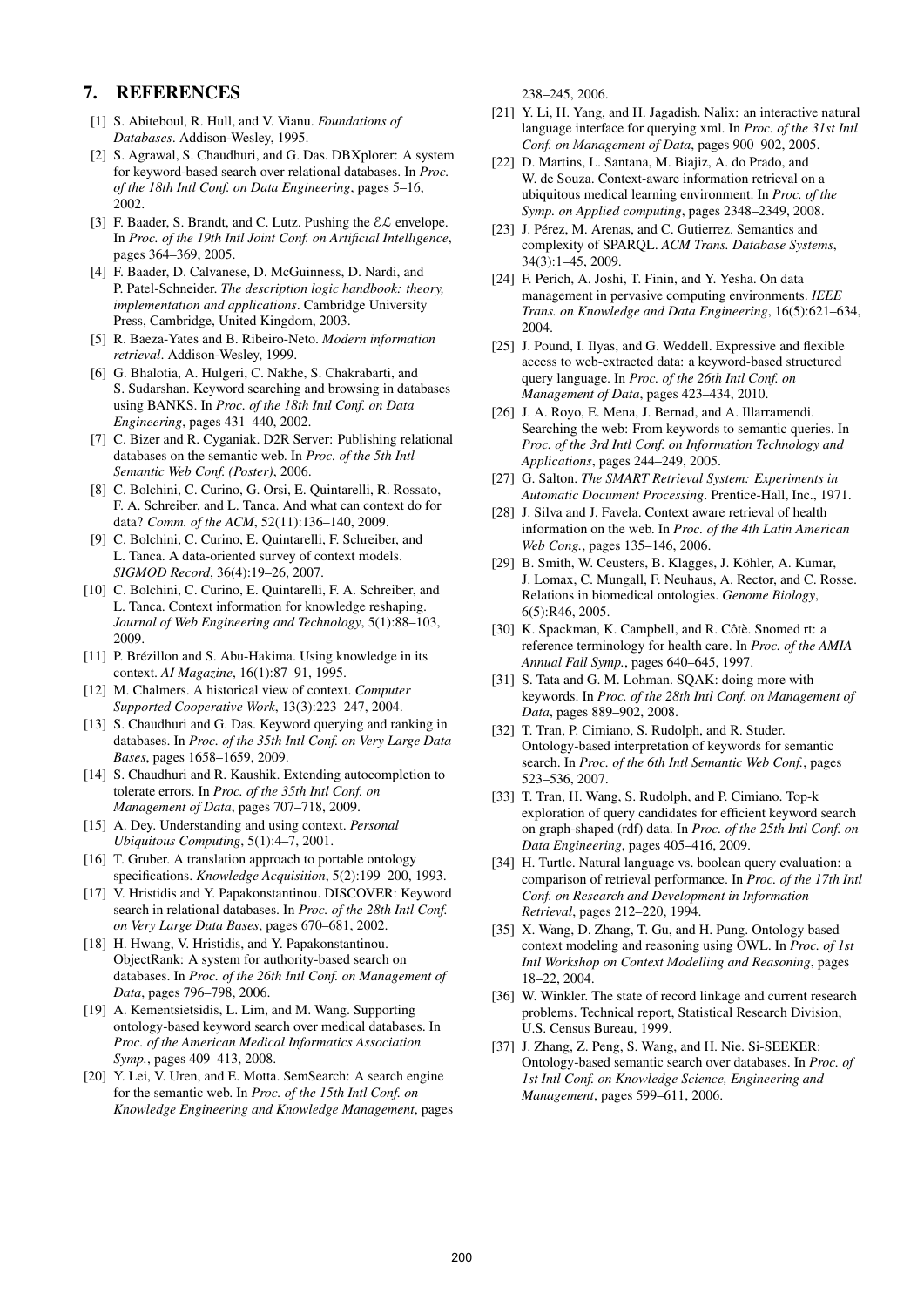## 7. REFERENCES

[1] S. Abiteboul, R. Hull, and V. Vianu. *Foundations of Databases*. Addison-Wesley, 1995.

[2] S. Agrawal, S. Chaudhuri, and G. Das. DBXplorer: A system for keyword-based search over relational databases. In *Proc. of the 18th Intl Conf. on Data Engineering*, pages 5–16, 2002.

[3] F. Baader, S. Brandt, and C. Lutz. Pushing the $\mathcal{EL}$ envelope. In *Proc. of the 19th Intl Joint Conf. on Artificial Intelligence*, pages 364–369, 2005.

[4] F. Baader, D. Calvanese, D. McGuinness, D. Nardi, and P. Patel-Schneider. *The description logic handbook: theory, implementation and applications*. Cambridge University Press, Cambridge, United Kingdom, 2003.

[5] R. Baeza-Yates and B. Ribeiro-Neto. *Modern information retrieval*. Addison-Wesley, 1999.

[6] G. Bhalotia, A. Hulgeri, C. Nakhe, S. Chakrabarti, and S. Sudarshan. Keyword searching and browsing in databases using BANKS. In *Proc. of the 18th Intl Conf. on Data Engineering*, pages 431–440, 2002.

[7] C. Bizer and R. Cyganiak. D2R Server: Publishing relational databases on the semantic web. In *Proc. of the 5th Intl Semantic Web Conf. (Poster)*, 2006.

[8] C. Bolchini, C. Curino, G. Orsi, E. Quintarelli, R. Rossato, F. A. Schreiber, and L. Tanca. And what can context do for data? *Comm. of the ACM*, 52(11):136–140, 2009.

[9] C. Bolchini, C. Curino, E. Quintarelli, F. Schreiber, and L. Tanca. A data-oriented survey of context models. *SIGMOD Record*, 36(4):19–26, 2007.

[10] C. Bolchini, C. Curino, E. Quintarelli, F. A. Schreiber, and L. Tanca. Context information for knowledge reshaping. *Journal of Web Engineering and Technology*, 5(1):88–103, 2009.

[11] P. Brézillon and S. Abu-Hakima. Using knowledge in its context. *AI Magazine*, 16(1):87–91, 1995.

[12] M. Chalmers. A historical view of context. *Computer Supported Cooperative Work*, 13(3):223–247, 2004.

[13] S. Chaudhuri and G. Das. Keyword querying and ranking in databases. In *Proc. of the 35th Intl Conf. on Very Large Data Bases*, pages 1658–1659, 2009.

[14] S. Chaudhuri and R. Kaushik. Extending autocompletion to tolerate errors. In *Proc. of the 35th Intl Conf. on Management of Data*, pages 707–718, 2009.

[15] A. Dey. Understanding and using context. *Personal Ubiquitous Computing*, 5(1):4–7, 2001.

[16] T. Gruber. A translation approach to portable ontology specifications. *Knowledge Acquisition*, 5(2):199–200, 1993.

[17] V. Hristidis and Y. Papakonstantinou. DISCOVER: Keyword search in relational databases. In *Proc. of the 28th Intl Conf. on Very Large Data Bases*, pages 670–681, 2002.

[18] H. Hwang, V. Hristidis, and Y. Papakonstantinou. ObjectRank: A system for authority-based search on databases. In *Proc. of the 26th Intl Conf. on Management of Data*, pages 796–798, 2006.

[19] A. Kementsietsidis, L. Lim, and M. Wang. Supporting ontology-based keyword search over medical databases. In *Proc. of the American Medical Informatics Association Symp.*, pages 409–413, 2008.

[20] Y. Lei, V. Uren, and E. Motta. SemSearch: A search engine for the semantic web. In *Proc. of the 15th Intl Conf. on Knowledge Engineering and Knowledge Management*, pages 238–245, 2006.

[21] Y. Li, H. Yang, and H. Jagadish. Nalix: an interactive natural language interface for querying xml. In *Proc. of the 31st Intl Conf. on Management of Data*, pages 900–902, 2005.

[22] D. Martins, L. Santana, M. Biajiz, A. do Prado, and W. de Souza. Context-aware information retrieval on a ubiquitous medical learning environment. In *Proc. of the Symp. on Applied computing*, pages 2348–2349, 2008.

[23] J. Pérez, M. Arenas, and C. Gutierrez. Semantics and complexity of SPARQL. *ACM Trans. Database Systems*, 34(3):1–45, 2009.

[24] F. Perich, A. Joshi, T. Finin, and Y. Yesha. On data management in pervasive computing environments. *IEEE Trans. on Knowledge and Data Engineering*, 16(5):621–634, 2004.

[25] J. Pound, I. Ilyas, and G. Weddell. Expressive and flexible access to web-extracted data: a keyword-based structured query language. In *Proc. of the 26th Intl Conf. on Management of Data*, pages 423–434, 2010.

[26] J. A. Royo, E. Mena, J. Bernad, and A. Illarramendi. Searching the web: From keywords to semantic queries. In *Proc. of the 3rd Intl Conf. on Information Technology and Applications*, pages 244–249, 2005.

[27] G. Salton. *The SMART Retrieval System: Experiments in Automatic Document Processing*. Prentice-Hall, Inc., 1971.

[28] J. Silva and J. Favela. Context aware retrieval of health information on the web. In *Proc. of the 4th Latin American Web Cong.*, pages 135–146, 2006.

[29] B. Smith, W. Ceusters, B. Klagges, J. Köhler, A. Kumar, J. Lomax, C. Mungall, F. Neuhaus, A. Rector, and C. Rosse. Relations in biomedical ontologies. *Genome Biology*, 6(5):R46, 2005.

[30] K. Spackman, K. Campbell, and R. Côtè. Snomed rt: a reference terminology for health care. In *Proc. of the AMIA Annual Fall Symp.*, pages 640–645, 1997.

[31] S. Tata and G. M. Lohman. SQAK: doing more with keywords. In *Proc. of the 28th Intl Conf. on Management of Data*, pages 889–902, 2008.

[32] T. Tran, P. Cimiano, S. Rudolph, and R. Studer. Ontology-based interpretation of keywords for semantic search. In *Proc. of the 6th Intl Semantic Web Conf.*, pages 523–536, 2007.

[33] T. Tran, H. Wang, S. Rudolph, and P. Cimiano. Top-k exploration of query candidates for efficient keyword search on graph-shaped (rdf) data. In *Proc. of the 25th Intl Conf. on Data Engineering*, pages 405–416, 2009.

[34] H. Turtle. Natural language vs. boolean query evaluation: a comparison of retrieval performance. In *Proc. of the 17th Intl Conf. on Research and Development in Information Retrieval*, pages 212–220, 1994.

[35] X. Wang, D. Zhang, T. Gu, and H. Pung. Ontology based context modeling and reasoning using OWL. In *Proc. of 1st Intl Workshop on Context Modelling and Reasoning*, pages 18–22, 2004.

[36] W. Winkler. The state of record linkage and current research problems. Technical report, Statistical Research Division, U.S. Census Bureau, 1999.

[37] J. Zhang, Z. Peng, S. Wang, and H. Nie. Si-SEEKER: Ontology-based semantic search over databases. In *Proc. of 1st Intl Conf. on Knowledge Science, Engineering and Management*, pages 599–611, 2006.